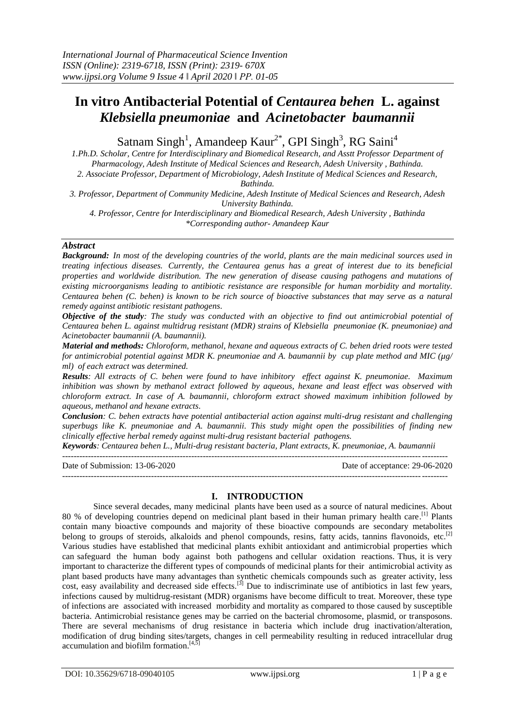# In vitro Antibacterial Potential of *Centaurea behen* L. against *Klebsiella pneumoniae* and *Acinetobacter baumannii*

Satnam Singh[1], Amandeep Kaur[2*], GPI Singh[3], RG Saini[4]

*1.Ph.D. Scholar, Centre for Interdisciplinary and Biomedical Research, and Asstt Professor Department of Pharmacology, Adesh Institute of Medical Sciences and Research, Adesh University , Bathinda.*

*2. Associate Professor, Department of Microbiology, Adesh Institute of Medical Sciences and Research, Bathinda.*

*3. Professor, Department of Community Medicine, Adesh Institute of Medical Sciences and Research, Adesh University Bathinda.*

*4. Professor, Centre for Interdisciplinary and Biomedical Research, Adesh University , Bathinda*

*\*Corresponding author- Amandeep Kaur*

## *Abstract*

***Background:*** *In most of the developing countries of the world, plants are the main medicinal sources used in treating infectious diseases. Currently, the Centaurea genus has a great of interest due to its beneficial properties and worldwide distribution. The new generation of disease causing pathogens and mutations of existing microorganisms leading to antibiotic resistance are responsible for human morbidity and mortality. Centaurea behen (C. behen) is known to be rich source of bioactive substances that may serve as a natural remedy against antibiotic resistant pathogens.*

***Objective of the study****: The study was conducted with an objective to find out antimicrobial potential of Centaurea behen L. against multidrug resistant (MDR) strains of Klebsiella pneumoniae (K. pneumoniae) and Acinetobacter baumannii (A. baumannii).*

***Material and methods:*** *Chloroform, methanol, hexane and aqueous extracts of C. behen dried roots were tested for antimicrobial potential against MDR K. pneumoniae and A. baumannii by cup plate method and MIC (µg/ ml) of each extract was determined.*

***Results****: All extracts of C. behen were found to have inhibitory effect against K. pneumoniae. Maximum inhibition was shown by methanol extract followed by aqueous, hexane and least effect was observed with chloroform extract. In case of A. baumannii, chloroform extract showed maximum inhibition followed by aqueous, methanol and hexane extracts.*

***Conclusion****: C. behen extracts have potential antibacterial action against multi-drug resistant and challenging superbugs like K. pneumoniae and A. baumannii. This study might open the possibilities of finding new clinically effective herbal remedy against multi-drug resistant bacterial pathogens.*

***Keywords****: Centaurea behen L., Multi-drug resistant bacteria, Plant extracts, K. pneumoniae, A. baumannii*

---

Date of Submission: 13-06-2020 Date of acceptance: 29-06-2020

---

## I. INTRODUCTION

Since several decades, many medicinal plants have been used as a source of natural medicines. About 80 % of developing countries depend on medicinal plant based in their human primary health care.[1] Plants contain many bioactive compounds and majority of these bioactive compounds are secondary metabolites belong to groups of steroids, alkaloids and phenol compounds, resins, fatty acids, tannins flavonoids, etc.[2] Various studies have established that medicinal plants exhibit antioxidant and antimicrobial properties which can safeguard the human body against both pathogens and cellular oxidation reactions. Thus, it is very important to characterize the different types of compounds of medicinal plants for their antimicrobial activity as plant based products have many advantages than synthetic chemicals compounds such as greater activity, less cost, easy availability and decreased side effects.[3] Due to indiscriminate use of antibiotics in last few years, infections caused by multidrug-resistant (MDR) organisms have become difficult to treat. Moreover, these type of infections are associated with increased morbidity and mortality as compared to those caused by susceptible bacteria. Antimicrobial resistance genes may be carried on the bacterial chromosome, plasmid, or transposons. There are several mechanisms of drug resistance in bacteria which include drug inactivation/alteration, modification of drug binding sites/targets, changes in cell permeability resulting in reduced intracellular drug accumulation and biofilm formation.[4,5]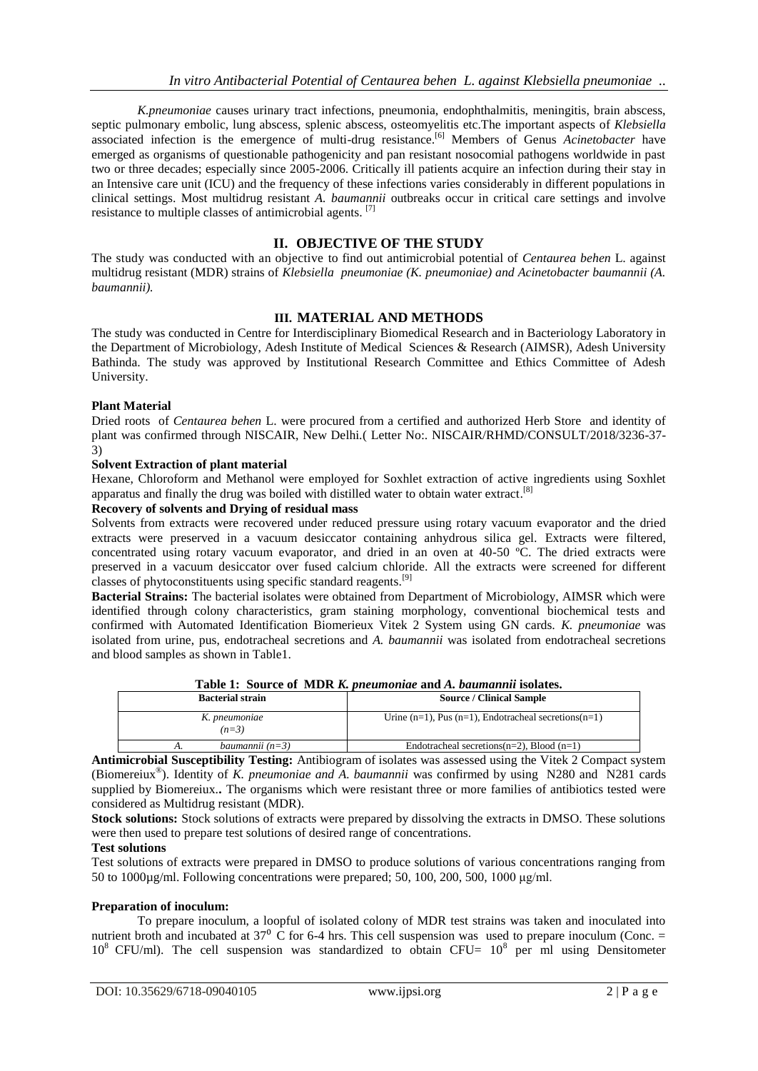*K.pneumoniae* causes urinary tract infections, pneumonia, endophthalmitis, meningitis, brain abscess, septic pulmonary embolic, lung abscess, splenic abscess, osteomyelitis etc.The important aspects of *Klebsiella* associated infection is the emergence of multi-drug resistance.[6] Members of Genus *Acinetobacter* have emerged as organisms of questionable pathogenicity and pan resistant nosocomial pathogens worldwide in past two or three decades; especially since 2005-2006. Critically ill patients acquire an infection during their stay in an Intensive care unit (ICU) and the frequency of these infections varies considerably in different populations in clinical settings. Most multidrug resistant *A. baumannii* outbreaks occur in critical care settings and involve resistance to multiple classes of antimicrobial agents. [7]

## II. OBJECTIVE OF THE STUDY

The study was conducted with an objective to find out antimicrobial potential of *Centaurea behen* L. against multidrug resistant (MDR) strains of *Klebsiella pneumoniae (K. pneumoniae) and Acinetobacter baumannii (A. baumannii).*

## III. MATERIAL AND METHODS

The study was conducted in Centre for Interdisciplinary Biomedical Research and in Bacteriology Laboratory in the Department of Microbiology, Adesh Institute of Medical Sciences & Research (AIMSR), Adesh University Bathinda. The study was approved by Institutional Research Committee and Ethics Committee of Adesh University.

**Plant Material**

Dried roots of *Centaurea behen* L. were procured from a certified and authorized Herb Store and identity of plant was confirmed through NISCAIR, New Delhi.( Letter No:. NISCAIR/RHMD/CONSULT/2018/3236-37-3)

**Solvent Extraction of plant material**

Hexane, Chloroform and Methanol were employed for Soxhlet extraction of active ingredients using Soxhlet apparatus and finally the drug was boiled with distilled water to obtain water extract.[8]

**Recovery of solvents and Drying of residual mass**

Solvents from extracts were recovered under reduced pressure using rotary vacuum evaporator and the dried extracts were preserved in a vacuum desiccator containing anhydrous silica gel. Extracts were filtered, concentrated using rotary vacuum evaporator, and dried in an oven at 40-50 ºC. The dried extracts were preserved in a vacuum desiccator over fused calcium chloride. All the extracts were screened for different classes of phytoconstituents using specific standard reagents.[9]

**Bacterial Strains:** The bacterial isolates were obtained from Department of Microbiology, AIMSR which were identified through colony characteristics, gram staining morphology, conventional biochemical tests and confirmed with Automated Identification Biomerieux Vitek 2 System using GN cards. *K. pneumoniae* was isolated from urine, pus, endotracheal secretions and *A. baumannii* was isolated from endotracheal secretions and blood samples as shown in Table1.

**Table 1: Source of MDR *K. pneumoniae* and *A. baumannii* isolates.**

| Bacterial strain | Source / Clinical Sample |
|---|---|
| *K. pneumoniae (n=3)* | Urine (n=1), Pus (n=1), Endotracheal secretions(n=1) |
| *A. baumannii (n=3)* | Endotracheal secretions(n=2), Blood (n=1) |

**Antimicrobial Susceptibility Testing:** Antibiogram of isolates was assessed using the Vitek 2 Compact system (Biomereiux®). Identity of *K. pneumoniae and A. baumannii* was confirmed by using N280 and N281 cards supplied by Biomereiux.**.** The organisms which were resistant three or more families of antibiotics tested were considered as Multidrug resistant (MDR).

**Stock solutions:** Stock solutions of extracts were prepared by dissolving the extracts in DMSO. These solutions were then used to prepare test solutions of desired range of concentrations.

**Test solutions**

Test solutions of extracts were prepared in DMSO to produce solutions of various concentrations ranging from 50 to 1000µg/ml. Following concentrations were prepared; 50, 100, 200, 500, 1000 µg/ml.

**Preparation of inoculum:**

To prepare inoculum, a loopful of isolated colony of MDR test strains was taken and inoculated into nutrient broth and incubated at $37^0$ C for 6-4 hrs. This cell suspension was used to prepare inoculum (Conc. = $10^8$ CFU/ml). The cell suspension was standardized to obtain CFU= $10^8$ per ml using Densitometer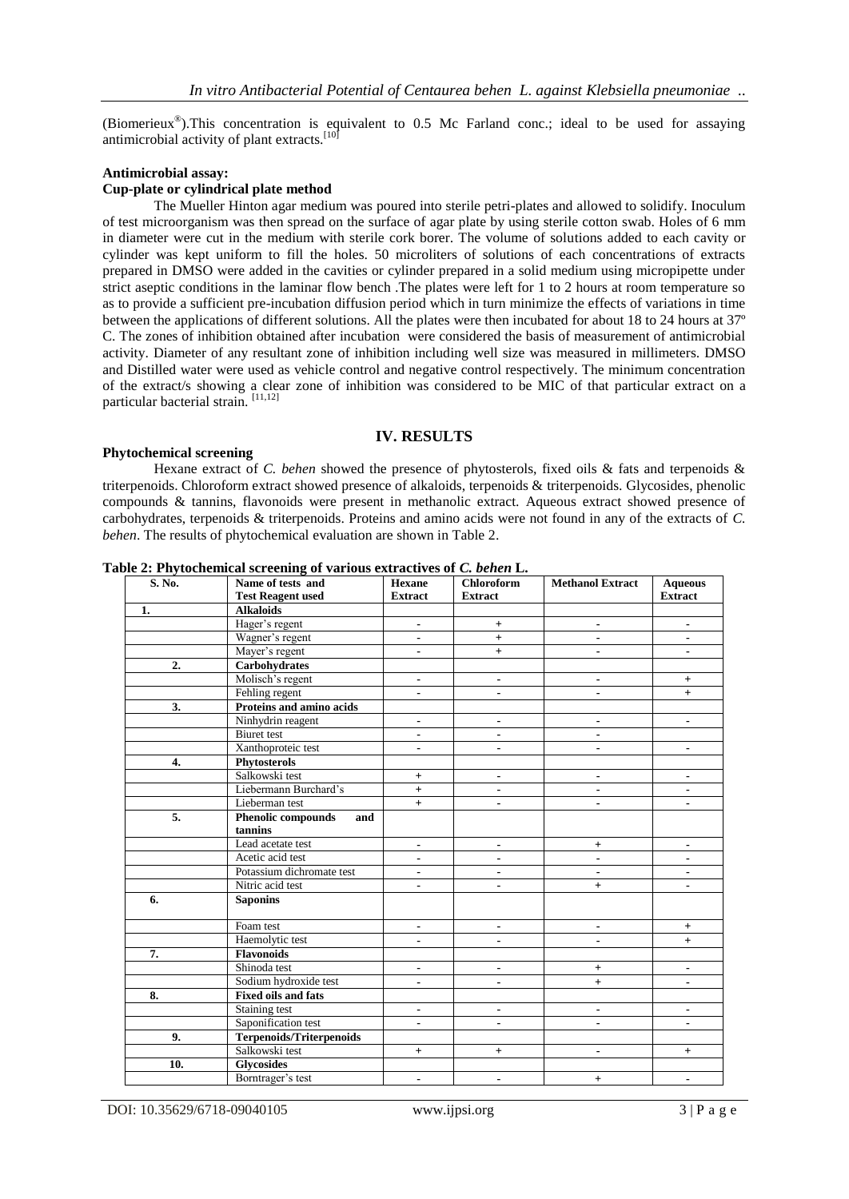(Biomerieux®).This concentration is equivalent to 0.5 Mc Farland conc.; ideal to be used for assaying antimicrobial activity of plant extracts.[10]

**Antimicrobial assay:**

**Cup-plate or cylindrical plate method**

The Mueller Hinton agar medium was poured into sterile petri-plates and allowed to solidify. Inoculum of test microorganism was then spread on the surface of agar plate by using sterile cotton swab. Holes of 6 mm in diameter were cut in the medium with sterile cork borer. The volume of solutions added to each cavity or cylinder was kept uniform to fill the holes. 50 microliters of solutions of each concentrations of extracts prepared in DMSO were added in the cavities or cylinder prepared in a solid medium using micropipette under strict aseptic conditions in the laminar flow bench .The plates were left for 1 to 2 hours at room temperature so as to provide a sufficient pre-incubation diffusion period which in turn minimize the effects of variations in time between the applications of different solutions. All the plates were then incubated for about 18 to 24 hours at 37º C. The zones of inhibition obtained after incubation were considered the basis of measurement of antimicrobial activity. Diameter of any resultant zone of inhibition including well size was measured in millimeters. DMSO and Distilled water were used as vehicle control and negative control respectively. The minimum concentration of the extract/s showing a clear zone of inhibition was considered to be MIC of that particular extract on a particular bacterial strain. [11,12]

## IV. RESULTS

**Phytochemical screening**

Hexane extract of *C. behen* showed the presence of phytosterols, fixed oils & fats and terpenoids & triterpenoids. Chloroform extract showed presence of alkaloids, terpenoids & triterpenoids. Glycosides, phenolic compounds & tannins, flavonoids were present in methanolic extract. Aqueous extract showed presence of carbohydrates, terpenoids & triterpenoids. Proteins and amino acids were not found in any of the extracts of *C. behen*. The results of phytochemical evaluation are shown in Table 2.

**Table 2: Phytochemical screening of various extractives of *C. behen* L.**

| S. No. | Name of tests and Test Reagent used | Hexane Extract | Chloroform Extract | Methanol Extract | Aqueous Extract |
|---|---|---|---|---|---|
| 1. | **Alkaloids** | | | | |
| | Hager's regent | - | + | - | - |
| | Wagner's regent | - | + | - | - |
| | Mayer's regent | - | + | - | - |
| 2. | **Carbohydrates** | | | | |
| | Molisch's regent | - | - | - | + |
| | Fehling regent | - | - | - | + |
| 3. | **Proteins and amino acids** | | | | |
| | Ninhydrin reagent | - | - | - | - |
| | Biuret test | - | - | - | |
| | Xanthoproteic test | - | - | - | - |
| 4. | **Phytosterols** | | | | |
| | Salkowski test | + | - | - | - |
| | Liebermann Burchard's | + | - | - | - |
| | Lieberman test | + | - | - | - |
| 5. | **Phenolic compounds and tannins** | | | | |
| | Lead acetate test | - | - | + | - |
| | Acetic acid test | - | - | - | - |
| | Potassium dichromate test | - | - | - | - |
| | Nitric acid test | - | - | + | - |
| 6. | **Saponins** | | | | |
| | Foam test | - | - | - | + |
| | Haemolytic test | - | - | - | + |
| 7. | **Flavonoids** | | | | |
| | Shinoda test | - | - | + | - |
| | Sodium hydroxide test | - | - | + | - |
| 8. | **Fixed oils and fats** | | | | |
| | Staining test | - | - | - | - |
| | Saponification test | - | - | - | - |
| 9. | **Terpenoids/Triterpenoids** | | | | |
| | Salkowski test | + | + | - | + |
| 10. | **Glycosides** | | | | |
| | Borntrager's test | - | - | + | - |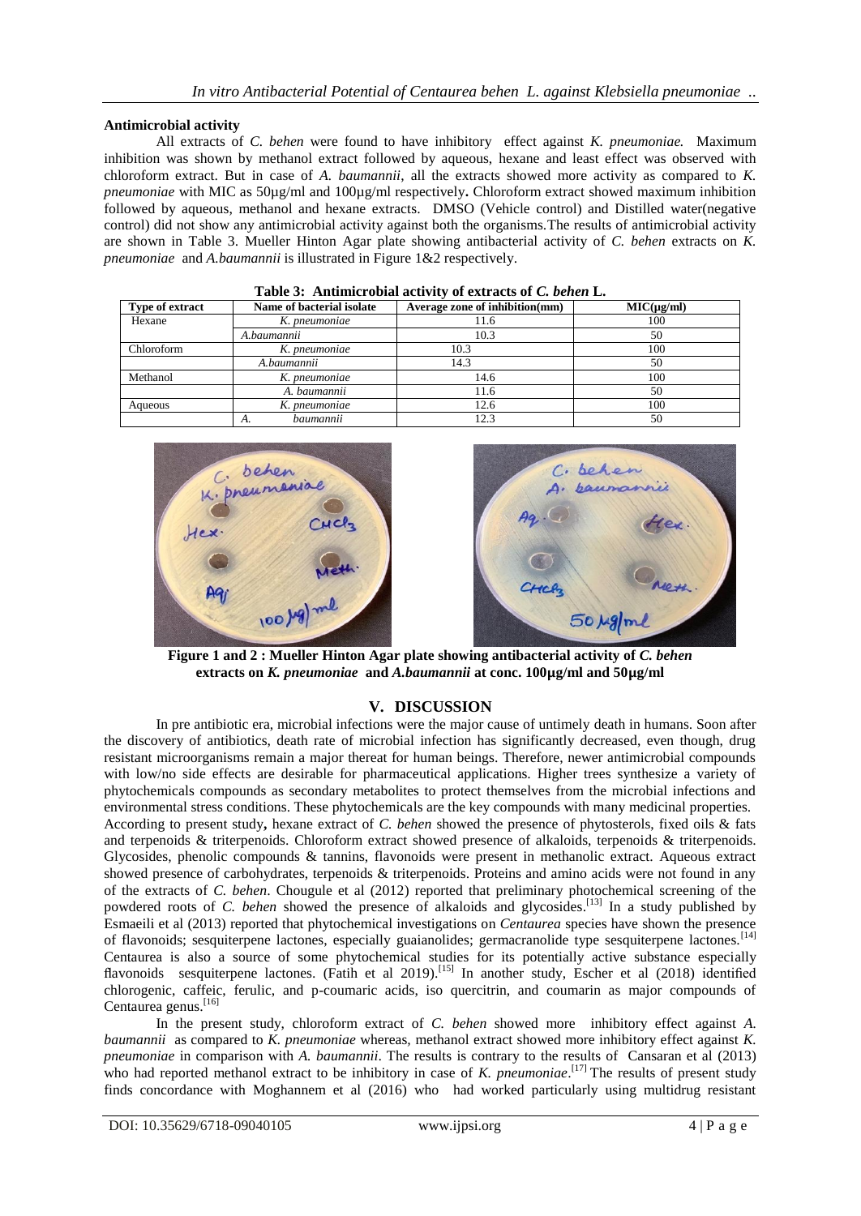### Antimicrobial activity

All extracts of *C. behen* were found to have inhibitory effect against *K. pneumoniae.* Maximum inhibition was shown by methanol extract followed by aqueous, hexane and least effect was observed with chloroform extract. But in case of *A. baumannii*, all the extracts showed more activity as compared to *K. pneumoniae* with MIC as 50µg/ml and 100µg/ml respectively**.** Chloroform extract showed maximum inhibition followed by aqueous, methanol and hexane extracts. DMSO (Vehicle control) and Distilled water(negative control) did not show any antimicrobial activity against both the organisms.The results of antimicrobial activity are shown in Table 3. Mueller Hinton Agar plate showing antibacterial activity of *C. behen* extracts on *K. pneumoniae* and *A.baumannii* is illustrated in Figure 1&2 respectively.

**Table 3: Antimicrobial activity of extracts of *C. behen* L.**

| Type of extract | Name of bacterial isolate | Average zone of inhibition(mm) | MIC(µg/ml) |
|---|---|---|---|
| Hexane | *K. pneumoniae* | 11.6 | 100 |
| | *A.baumannii* | 10.3 | 50 |
| Chloroform | *K. pneumoniae* | 10.3 | 100 |
| | *A.baumannii* | 14.3 | 50 |
| Methanol | *K. pneumoniae* | 14.6 | 100 |
| | *A. baumannii* | 11.6 | 50 |
| Aqueous | *K. pneumoniae* | 12.6 | 100 |
| | *A. baumannii* | 12.3 | 50 |

**Figure 1 and 2 : Mueller Hinton Agar plate showing antibacterial activity of *C. behen* extracts on *K. pneumoniae* and *A.baumannii* at conc. 100µg/ml and 50µg/ml**

## V. DISCUSSION

In pre antibiotic era, microbial infections were the major cause of untimely death in humans. Soon after the discovery of antibiotics, death rate of microbial infection has significantly decreased, even though, drug resistant microorganisms remain a major thereat for human beings. Therefore, newer antimicrobial compounds with low/no side effects are desirable for pharmaceutical applications. Higher trees synthesize a variety of phytochemicals compounds as secondary metabolites to protect themselves from the microbial infections and environmental stress conditions. These phytochemicals are the key compounds with many medicinal properties.

According to present study**,** hexane extract of *C. behen* showed the presence of phytosterols, fixed oils & fats and terpenoids & triterpenoids. Chloroform extract showed presence of alkaloids, terpenoids & triterpenoids. Glycosides, phenolic compounds & tannins, flavonoids were present in methanolic extract. Aqueous extract showed presence of carbohydrates, terpenoids & triterpenoids. Proteins and amino acids were not found in any of the extracts of *C. behen*. Chougule et al (2012) reported that preliminary photochemical screening of the powdered roots of *C. behen* showed the presence of alkaloids and glycosides.[13] In a study published by Esmaeili et al (2013) reported that phytochemical investigations on *Centaurea* species have shown the presence of flavonoids; sesquiterpene lactones, especially guaianolides; germacranolide type sesquiterpene lactones.[14] Centaurea is also a source of some phytochemical studies for its potentially active substance especially flavonoids sesquiterpene lactones. (Fatih et al 2019).[15] In another study, Escher et al (2018) identified chlorogenic, caffeic, ferulic, and p-coumaric acids, iso quercitrin, and coumarin as major compounds of Centaurea genus.[16]

In the present study, chloroform extract of *C. behen* showed more inhibitory effect against *A. baumannii* as compared to *K. pneumoniae* whereas, methanol extract showed more inhibitory effect against *K. pneumoniae* in comparison with *A. baumannii*. The results is contrary to the results of Cansaran et al (2013) who had reported methanol extract to be inhibitory in case of *K. pneumoniae*.[17] The results of present study finds concordance with Moghannem et al (2016) who had worked particularly using multidrug resistant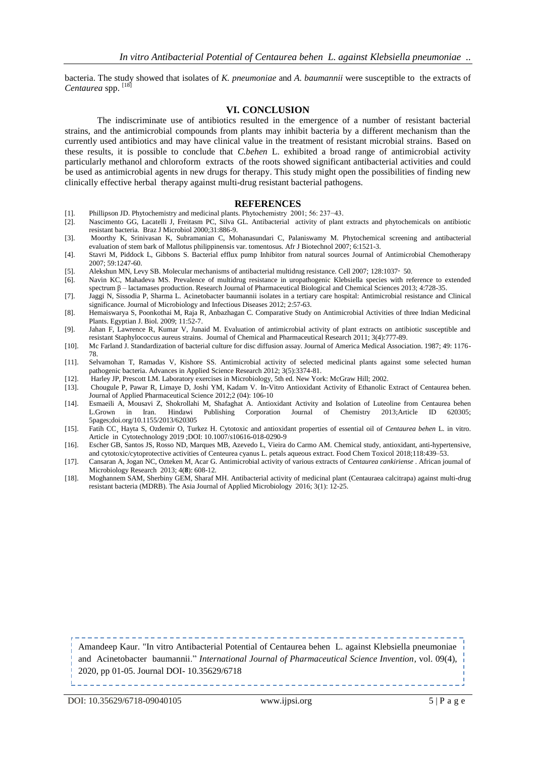bacteria. The study showed that isolates of *K. pneumoniae* and *A. baumannii* were susceptible to the extracts of *Centaurea* spp. [18]

## VI. CONCLUSION

The indiscriminate use of antibiotics resulted in the emergence of a number of resistant bacterial strains, and the antimicrobial compounds from plants may inhibit bacteria by a different mechanism than the currently used antibiotics and may have clinical value in the treatment of resistant microbial strains. Based on these results, it is possible to conclude that *C.behen* L. exhibited a broad range of antimicrobial activity particularly methanol and chloroform extracts of the roots showed significant antibacterial activities and could be used as antimicrobial agents in new drugs for therapy. This study might open the possibilities of finding new clinically effective herbal therapy against multi-drug resistant bacterial pathogens.

## REFERENCES

[1]. Phillipson JD. Phytochemistry and medicinal plants. Phytochemistry 2001; 56: 237–43.

[2]. Nascimento GG, Lacatelli J, Freitasm PC, Silva GL. Antibacterial activity of plant extracts and phytochemicals on antibiotic resistant bacteria. Braz J Microbiol 2000;31:886-9.

[3]. Moorthy K, Srinivasan K, Subramanian C, Mohanasundari C, Palaniswamy M. Phytochemical screening and antibacterial evaluation of stem bark of Mallotus philippinensis var. tomentosus. Afr J Biotechnol 2007; 6:1521-3.

[4]. Stavri M, Piddock L, Gibbons S. Bacterial efflux pump Inhibitor from natural sources Journal of Antimicrobial Chemotherapy 2007; 59:1247-60.

[5]. Alekshun MN, Levy SB. Molecular mechanisms of antibacterial multidrug resistance. Cell 2007; 128:1037- 50.

[6]. Navin KC, Mahadeva MS. Prevalence of multidrug resistance in uropathogenic Klebsiella species with reference to extended spectrum β – lactamases production. Research Journal of Pharmaceutical Biological and Chemical Sciences 2013; 4:728-35.

[7]. Jaggi N, Sissodia P, Sharma L. Acinetobacter baumannii isolates in a tertiary care hospital: Antimicrobial resistance and Clinical significance. Journal of Microbiology and Infectious Diseases 2012; 2:57-63.

[8]. Hemaiswarya S, Poonkothai M, Raja R, Anbazhagan C. Comparative Study on Antimicrobial Activities of three Indian Medicinal Plants. Egyptian J. Biol. 2009; 11:52-7.

[9]. Jahan F, Lawrence R, Kumar V, Junaid M. Evaluation of antimicrobial activity of plant extracts on antibiotic susceptible and resistant Staphylococcus aureus strains. Journal of Chemical and Pharmaceutical Research 2011; 3(4):777-89.

[10]. Mc Farland J. Standardization of bacterial culture for disc diffusion assay. Journal of America Medical Association. 1987; 49: 1176-78.

[11]. Selvamohan T, Ramadas V, Kishore SS. Antimicrobial activity of selected medicinal plants against some selected human pathogenic bacteria. Advances in Applied Science Research 2012; 3(5):3374-81.

[12]. Harley JP, Prescott LM. Laboratory exercises in Microbiology, 5th ed. New York: McGraw Hill; 2002.

[13]. Chougule P, Pawar R, Limaye D, Joshi YM, Kadam V. In-Vitro Antioxidant Activity of Ethanolic Extract of Centaurea behen. Journal of Applied Pharmaceutical Science 2012;2 (04): 106-10

[14]. Esmaeili A, Mousavi Z, Shokrollahi M, Shafaghat A. Antioxidant Activity and Isolation of Luteoline from Centaurea behen L.Grown in Iran. Hindawi Publishing Corporation Journal of Chemistry 2013;Article ID 620305; 5pages;doi.org/10.1155/2013/620305

[15]. Fatih CC¸ Hayta S, Ozdemir O, Turkez H. Cytotoxic and antioxidant properties of essential oil of *Centaurea behen* L. in vitro. Article in Cytotechnology 2019 ;DOI: 10.1007/s10616-018-0290-9

[16]. Escher GB, Santos JS, Rosso ND, Marques MB, Azevedo L, Vieira do Carmo AM. Chemical study, antioxidant, anti-hypertensive, and cytotoxic/cytoprotective activities of Centeurea cyanus L. petals aqueous extract. Food Chem Toxicol 2018;118:439–53.

[17]. Cansaran A, Jogan NC, Ozteken M, Acar G. Antimicrobial activity of various extracts of *Centaurea cankiriense* . African journal of Microbiology Research 2013; 4(**8**): 608-12.

[18]. Moghannem SAM, Sherbiny GEM, Sharaf MH. Antibacterial activity of medicinal plant (Centauraea calcitrapa) against multi-drug resistant bacteria (MDRB). The Asia Journal of Applied Microbiology 2016; 3(1): 12-25.

Amandeep Kaur. "In vitro Antibacterial Potential of Centaurea behen L. against Klebsiella pneumoniae and Acinetobacter baumannii." *International Journal of Pharmaceutical Science Invention*, vol. 09(4), 2020, pp 01-05. Journal DOI- 10.35629/6718